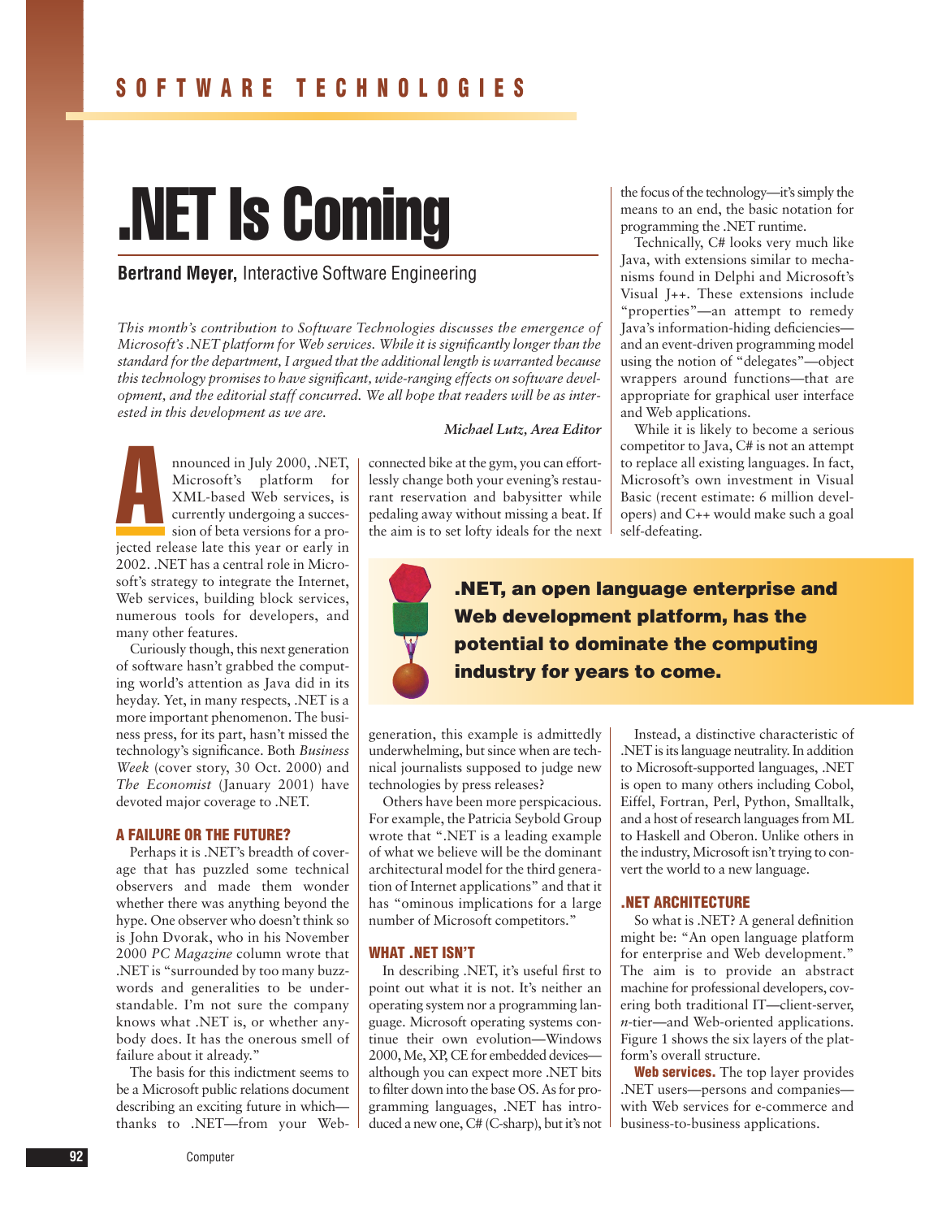# .NET Is Coming

**Bertrand Meyer,** Interactive Software Engineering

*This month's contribution to Software Technologies discusses the emergence of Microsoft's .NET platform for Web services. While it is significantly longer than the standard for the department, I argued that the additional length is warranted because this technology promises to have significant, wide-ranging effects on software development, and the editorial staff concurred. We all hope that readers will be as interested in this development as we are.*

***Michael Lutz, Area Editor***

Announced in July 2000, .NET, Microsoft's platform for XML-based Web services, is currently undergoing a succession of beta versions for a projected release late this year or early in 2002. .NET has a central role in Microsoft's strategy to integrate the Internet, Web services, building block services, numerous tools for developers, and many other features.

Curiously though, this next generation of software hasn't grabbed the computing world's attention as Java did in its heyday. Yet, in many respects, .NET is a more important phenomenon. The business press, for its part, hasn't missed the technology's significance. Both *Business Week* (cover story, 30 Oct. 2000) and *The Economist* (January 2001) have devoted major coverage to .NET.

## A FAILURE OR THE FUTURE?

Perhaps it is .NET's breadth of coverage that has puzzled some technical observers and made them wonder whether there was anything beyond the hype. One observer who doesn't think so is John Dvorak, who in his November 2000 *PC Magazine* column wrote that .NET is "surrounded by too many buzzwords and generalities to be understandable. I'm not sure the company knows what .NET is, or whether anybody does. It has the onerous smell of failure about it already."

The basis for this indictment seems to be a Microsoft public relations document describing an exciting future in which—thanks to .NET—from your Web-connected bike at the gym, you can effortlessly change both your evening's restaurant reservation and babysitter while pedaling away without missing a beat. If the aim is to set lofty ideals for the next generation, this example is admittedly underwhelming, but since when are technical journalists supposed to judge new technologies by press releases?

Others have been more perspicacious. For example, the Patricia Seybold Group wrote that ".NET is a leading example of what we believe will be the dominant architectural model for the third generation of Internet applications" and that it has "ominous implications for a large number of Microsoft competitors."

## WHAT .NET ISN'T

In describing .NET, it's useful first to point out what it is not. It's neither an operating system nor a programming language. Microsoft operating systems continue their own evolution—Windows 2000, Me, XP, CE for embedded devices—although you can expect more .NET bits to filter down into the base OS. As for programming languages, .NET has introduced a new one, C# (C-sharp), but it's not the focus of the technology—it's simply the means to an end, the basic notation for programming the .NET runtime.

Technically, C# looks very much like Java, with extensions similar to mechanisms found in Delphi and Microsoft's Visual J++. These extensions include "properties"—an attempt to remedy Java's information-hiding deficiencies—and an event-driven programming model using the notion of "delegates"—object wrappers around functions—that are appropriate for graphical user interface and Web applications.

While it is likely to become a serious competitor to Java, C# is not an attempt to replace all existing languages. In fact, Microsoft's own investment in Visual Basic (recent estimate: 6 million developers) and C++ would make such a goal self-defeating.

> **.NET, an open language enterprise and Web development platform, has the potential to dominate the computing industry for years to come.**

Instead, a distinctive characteristic of .NET is its language neutrality. In addition to Microsoft-supported languages, .NET is open to many others including Cobol, Eiffel, Fortran, Perl, Python, Smalltalk, and a host of research languages from ML to Haskell and Oberon. Unlike others in the industry, Microsoft isn't trying to convert the world to a new language.

## .NET ARCHITECTURE

So what is .NET? A general definition might be: "An open language platform for enterprise and Web development." The aim is to provide an abstract machine for professional developers, covering both traditional IT—client-server, *n*-tier—and Web-oriented applications. Figure 1 shows the six layers of the platform's overall structure.

**Web services.** The top layer provides .NET users—persons and companies—with Web services for e-commerce and business-to-business applications.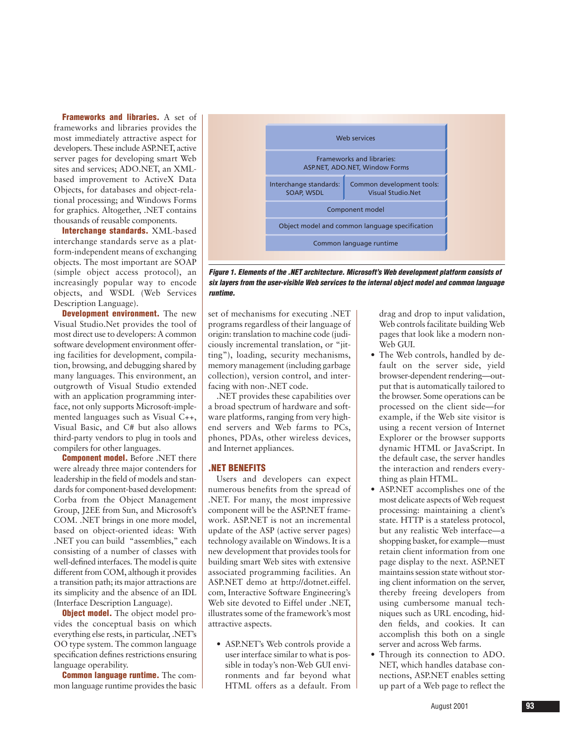**Frameworks and libraries.** A set of frameworks and libraries provides the most immediately attractive aspect for developers. These include ASP.NET, active server pages for developing smart Web sites and services; ADO.NET, an XML-based improvement to ActiveX Data Objects, for databases and object-relational processing; and Windows Forms for graphics. Altogether, .NET contains thousands of reusable components.

**Interchange standards.** XML-based interchange standards serve as a platform-independent means of exchanging objects. The most important are SOAP (simple object access protocol), an increasingly popular way to encode objects, and WSDL (Web Services Description Language).

**Development environment.** The new Visual Studio.Net provides the tool of most direct use to developers: A common software development environment offering facilities for development, compilation, browsing, and debugging shared by many languages. This environment, an outgrowth of Visual Studio extended with an application programming interface, not only supports Microsoft-implemented languages such as Visual C++, Visual Basic, and C# but also allows third-party vendors to plug in tools and compilers for other languages.

**Component model.** Before .NET there were already three major contenders for leadership in the field of models and standards for component-based development: Corba from the Object Management Group, J2EE from Sun, and Microsoft's COM. .NET brings in one more model, based on object-oriented ideas: With .NET you can build "assemblies," each consisting of a number of classes with well-defined interfaces. The model is quite different from COM, although it provides a transition path; its major attractions are its simplicity and the absence of an IDL (Interface Description Language).

**Object model.** The object model provides the conceptual basis on which everything else rests, in particular, .NET's OO type system. The common language specification defines restrictions ensuring language operability.

**Common language runtime.** The common language runtime provides the basic set of mechanisms for executing .NET programs regardless of their language of origin: translation to machine code (judiciously incremental translation, or "jitting"), loading, security mechanisms, memory management (including garbage collection), version control, and interfacing with non-.NET code.

.NET provides these capabilities over a broad spectrum of hardware and software platforms, ranging from very high-end servers and Web farms to PCs, phones, PDAs, other wireless devices, and Internet appliances.

| Web services | |
|---|---|
| Frameworks and libraries: ASP.NET, ADO.NET, Window Forms | |
| Interchange standards: SOAP, WSDL | Common development tools: Visual Studio.Net |
| Component model | |
| Object model and common language specification | |
| Common language runtime | |

*Figure 1. Elements of the .NET architecture. Microsoft's Web development platform consists of six layers from the user-visible Web services to the internal object model and common language runtime.*

## .NET BENEFITS

Users and developers can expect numerous benefits from the spread of .NET. For many, the most impressive component will be the ASP.NET framework. ASP.NET is not an incremental update of the ASP (active server pages) technology available on Windows. It is a new development that provides tools for building smart Web sites with extensive programming facilities. An ASP.NET demo at http://dotnet.eiffel.com, Interactive Software Engineering's Web site devoted to Eiffel under .NET, illustrates some of the framework's most attractive aspects.

- ASP.NET's Web controls provide a user interface similar to what is possible in today's non-Web GUI environments and far beyond what HTML offers as a default. From drag and drop to input validation, Web controls facilitate building Web pages that look like a modern non-Web GUI.
- The Web controls, handled by default on the server side, yield browser-dependent rendering—output that is automatically tailored to the browser. Some operations can be processed on the client side—for example, if the Web site visitor is using a recent version of Internet Explorer or the browser supports dynamic HTML or JavaScript. In the default case, the server handles the interaction and renders everything as plain HTML.
- ASP.NET accomplishes one of the most delicate aspects of Web request processing: maintaining a client's state. HTTP is a stateless protocol, but any realistic Web interface—a shopping basket, for example—must retain client information from one page display to the next. ASP.NET maintains session state without storing client information on the server, thereby freeing developers from using cumbersome manual techniques such as URL encoding, hidden fields, and cookies. It can accomplish this both on a single server and across Web farms.
- Through its connection to ADO.NET, which handles database connections, ASP.NET enables setting up part of a Web page to reflect the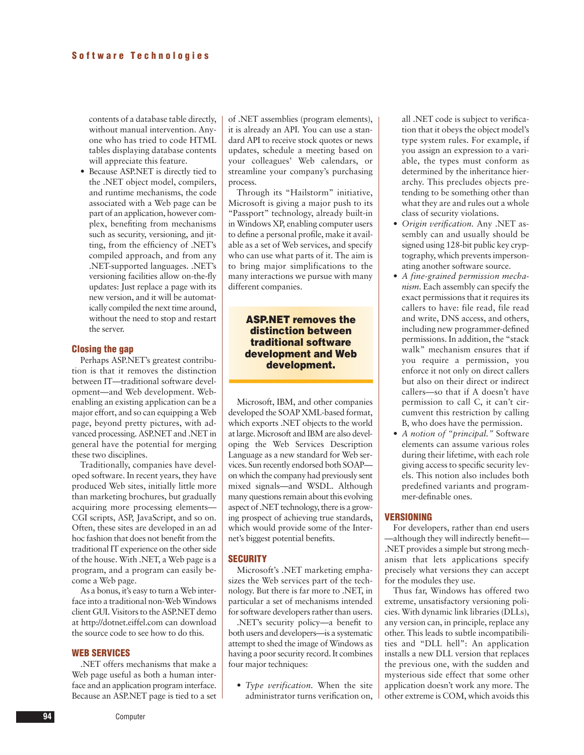contents of a database table directly, without manual intervention. Anyone who has tried to code HTML tables displaying database contents will appreciate this feature.

- Because ASP.NET is directly tied to the .NET object model, compilers, and runtime mechanisms, the code associated with a Web page can be part of an application, however complex, benefiting from mechanisms such as security, versioning, and jitting, from the efficiency of .NET's compiled approach, and from any .NET-supported languages. .NET's versioning facilities allow on-the-fly updates: Just replace a page with its new version, and it will be automatically compiled the next time around, without the need to stop and restart the server.

## Closing the gap

Perhaps ASP.NET's greatest contribution is that it removes the distinction between IT—traditional software development—and Web development. Web-enabling an existing application can be a major effort, and so can equipping a Web page, beyond pretty pictures, with advanced processing. ASP.NET and .NET in general have the potential for merging these two disciplines.

Traditionally, companies have developed software. In recent years, they have produced Web sites, initially little more than marketing brochures, but gradually acquiring more processing elements—CGI scripts, ASP, JavaScript, and so on. Often, these sites are developed in an ad hoc fashion that does not benefit from the traditional IT experience on the other side of the house. With .NET, a Web page is a program, and a program can easily become a Web page.

As a bonus, it's easy to turn a Web interface into a traditional non-Web Windows client GUI. Visitors to the ASP.NET demo at http://dotnet.eiffel.com can download the source code to see how to do this.

## WEB SERVICES

.NET offers mechanisms that make a Web page useful as both a human interface and an application program interface. Because an ASP.NET page is tied to a set of .NET assemblies (program elements), it is already an API. You can use a standard API to receive stock quotes or news updates, schedule a meeting based on your colleagues' Web calendars, or streamline your company's purchasing process.

Through its "Hailstorm" initiative, Microsoft is giving a major push to its "Passport" technology, already built-in in Windows XP, enabling computer users to define a personal profile, make it available as a set of Web services, and specify who can use what parts of it. The aim is to bring major simplifications to the many interactions we pursue with many different companies.

**ASP.NET removes the distinction between traditional software development and Web development.**

Microsoft, IBM, and other companies developed the SOAP XML-based format, which exports .NET objects to the world at large. Microsoft and IBM are also developing the Web Services Description Language as a new standard for Web services. Sun recently endorsed both SOAP—on which the company had previously sent mixed signals—and WSDL. Although many questions remain about this evolving aspect of .NET technology, there is a growing prospect of achieving true standards, which would provide some of the Internet's biggest potential benefits.

## SECURITY

Microsoft's .NET marketing emphasizes the Web services part of the technology. But there is far more to .NET, in particular a set of mechanisms intended for software developers rather than users.

.NET's security policy—a benefit to both users and developers—is a systematic attempt to shed the image of Windows as having a poor security record. It combines four major techniques:

- *Type verification.* When the site administrator turns verification on, all .NET code is subject to verification that it obeys the object model's type system rules. For example, if you assign an expression to a variable, the types must conform as determined by the inheritance hierarchy. This precludes objects pretending to be something other than what they are and rules out a whole class of security violations.
- *Origin verification.* Any .NET assembly can and usually should be signed using 128-bit public key cryptography, which prevents impersonating another software source.
- *A fine-grained permission mechanism.* Each assembly can specify the exact permissions that it requires its callers to have: file read, file read and write, DNS access, and others, including new programmer-defined permissions. In addition, the "stack walk" mechanism ensures that if you require a permission, you enforce it not only on direct callers but also on their direct or indirect callers—so that if A doesn't have permission to call C, it can't circumvent this restriction by calling B, who does have the permission.
- *A notion of "principal."* Software elements can assume various roles during their lifetime, with each role giving access to specific security levels. This notion also includes both predefined variants and programmer-definable ones.

## VERSIONING

For developers, rather than end users—although they will indirectly benefit—.NET provides a simple but strong mechanism that lets applications specify precisely what versions they can accept for the modules they use.

Thus far, Windows has offered two extreme, unsatisfactory versioning policies. With dynamic link libraries (DLLs), any version can, in principle, replace any other. This leads to subtle incompatibilities and "DLL hell": An application installs a new DLL version that replaces the previous one, with the sudden and mysterious side effect that some other application doesn't work any more. The other extreme is COM, which avoids this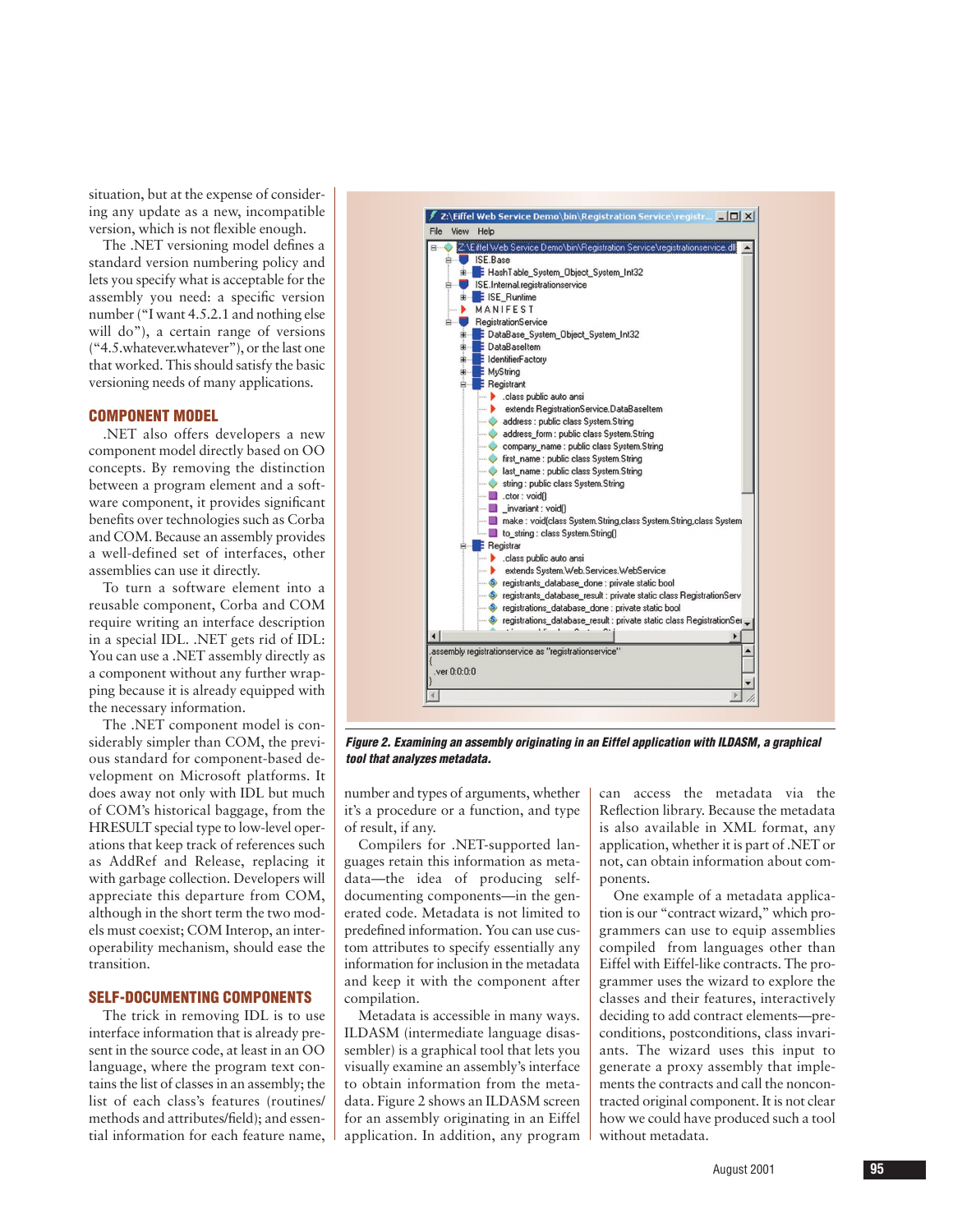situation, but at the expense of considering any update as a new, incompatible version, which is not flexible enough.

The .NET versioning model defines a standard version numbering policy and lets you specify what is acceptable for the assembly you need: a specific version number ("I want 4.5.2.1 and nothing else will do"), a certain range of versions ("4.5.whatever.whatever"), or the last one that worked. This should satisfy the basic versioning needs of many applications.

## COMPONENT MODEL

.NET also offers developers a new component model directly based on OO concepts. By removing the distinction between a program element and a software component, it provides significant benefits over technologies such as Corba and COM. Because an assembly provides a well-defined set of interfaces, other assemblies can use it directly.

To turn a software element into a reusable component, Corba and COM require writing an interface description in a special IDL. .NET gets rid of IDL: You can use a .NET assembly directly as a component without any further wrapping because it is already equipped with the necessary information.

The .NET component model is considerably simpler than COM, the previous standard for component-based development on Microsoft platforms. It does away not only with IDL but much of COM's historical baggage, from the HRESULT special type to low-level operations that keep track of references such as AddRef and Release, replacing it with garbage collection. Developers will appreciate this departure from COM, although in the short term the two models must coexist; COM Interop, an interoperability mechanism, should ease the transition.

## SELF-DOCUMENTING COMPONENTS

The trick in removing IDL is to use interface information that is already present in the source code, at least in an OO language, where the program text contains the list of classes in an assembly; the list of each class's features (routines/methods and attributes/field); and essential information for each feature name, number and types of arguments, whether it's a procedure or a function, and type of result, if any.

Compilers for .NET-supported languages retain this information as metadata—the idea of producing self-documenting components—in the generated code. Metadata is not limited to predefined information. You can use custom attributes to specify essentially any information for inclusion in the metadata and keep it with the component after compilation.

Metadata is accessible in many ways. ILDASM (intermediate language disassembler) is a graphical tool that lets you visually examine an assembly's interface to obtain information from the metadata. Figure 2 shows an ILDASM screen for an assembly originating in an Eiffel application. In addition, any program can access the metadata via the Reflection library. Because the metadata is also available in XML format, any application, whether it is part of .NET or not, can obtain information about components.

One example of a metadata application is our "contract wizard," which programmers can use to equip assemblies compiled from languages other than Eiffel with Eiffel-like contracts. The programmer uses the wizard to explore the classes and their features, interactively deciding to add contract elements—preconditions, postconditions, class invariants. The wizard uses this input to generate a proxy assembly that implements the contracts and call the noncontracted original component. It is not clear how we could have produced such a tool without metadata.

*Figure 2. Examining an assembly originating in an Eiffel application with ILDASM, a graphical tool that analyzes metadata.*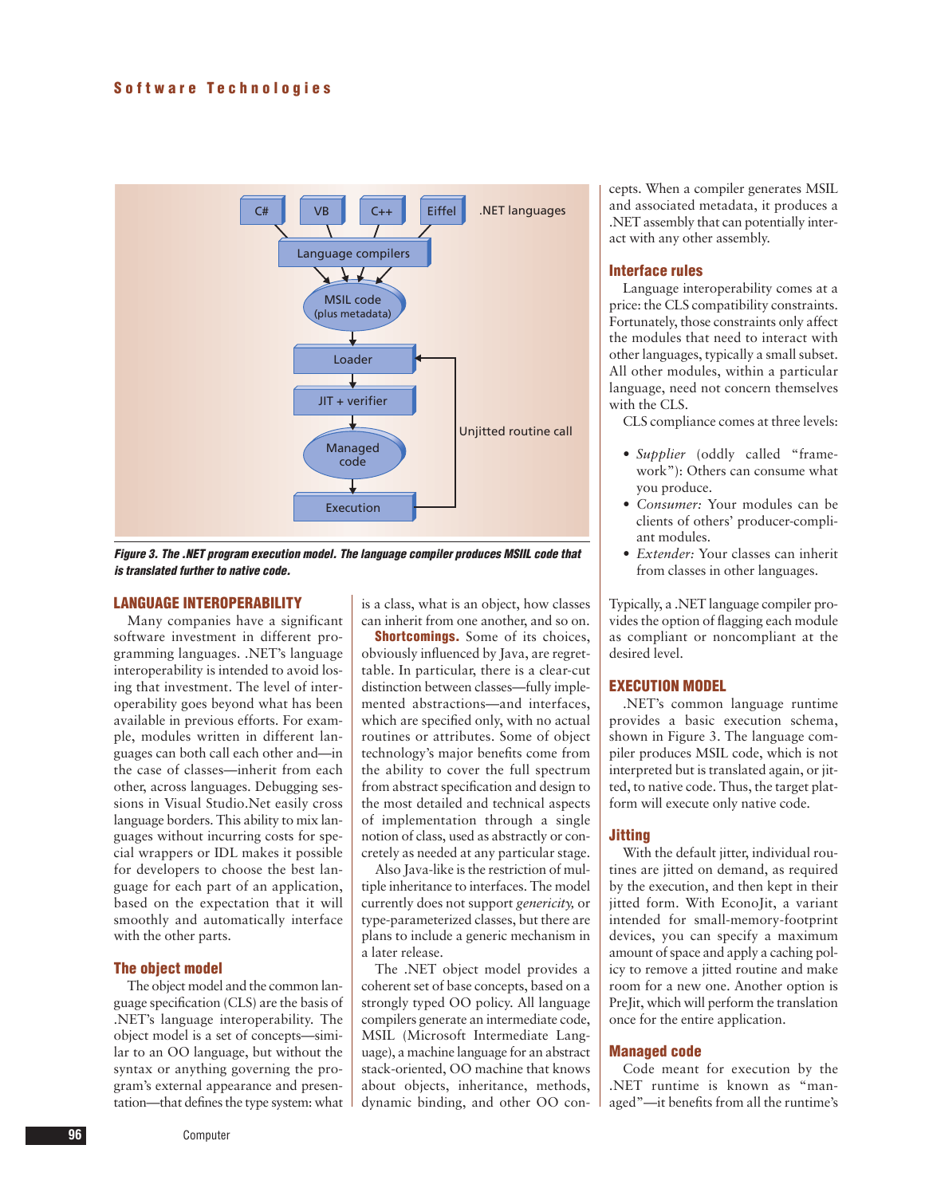C#
VB
C++
Eiffel
.NET languages
Language compilers
MSIL code
(plus metadata)
Loader
JIT + verifier
Managed
code
Execution
Unjitted routine call

***Figure 3. The .NET program execution model. The language compiler produces MSIIL code that is translated further to native code.***

## LANGUAGE INTEROPERABILITY

Many companies have a significant software investment in different programming languages. .NET's language interoperability is intended to avoid losing that investment. The level of interoperability goes beyond what has been available in previous efforts. For example, modules written in different languages can both call each other and—in the case of classes—inherit from each other, across languages. Debugging sessions in Visual Studio.Net easily cross language borders. This ability to mix languages without incurring costs for special wrappers or IDL makes it possible for developers to choose the best language for each part of an application, based on the expectation that it will smoothly and automatically interface with the other parts.

### The object model

The object model and the common language specification (CLS) are the basis of .NET's language interoperability. The object model is a set of concepts—similar to an OO language, but without the syntax or anything governing the program's external appearance and presentation—that defines the type system: what is a class, what is an object, how classes can inherit from one another, and so on.

**Shortcomings.** Some of its choices, obviously influenced by Java, are regrettable. In particular, there is a clear-cut distinction between classes—fully implemented abstractions—and interfaces, which are specified only, with no actual routines or attributes. Some of object technology's major benefits come from the ability to cover the full spectrum from abstract specification and design to the most detailed and technical aspects of implementation through a single notion of class, used as abstractly or concretely as needed at any particular stage.

Also Java-like is the restriction of multiple inheritance to interfaces. The model currently does not support *genericity,* or type-parameterized classes, but there are plans to include a generic mechanism in a later release.

The .NET object model provides a coherent set of base concepts, based on a strongly typed OO policy. All language compilers generate an intermediate code, MSIL (Microsoft Intermediate Language), a machine language for an abstract stack-oriented, OO machine that knows about objects, inheritance, methods, dynamic binding, and other OO concepts. When a compiler generates MSIL and associated metadata, it produces a .NET assembly that can potentially interact with any other assembly.

### Interface rules

Language interoperability comes at a price: the CLS compatibility constraints. Fortunately, those constraints only affect the modules that need to interact with other languages, typically a small subset. All other modules, within a particular language, need not concern themselves with the CLS.

CLS compliance comes at three levels:

- *Supplier* (oddly called "framework"): Others can consume what you produce.
- *Consumer:* Your modules can be clients of others' producer-compliant modules.
- *Extender:* Your classes can inherit from classes in other languages.

Typically, a .NET language compiler provides the option of flagging each module as compliant or noncompliant at the desired level.

## EXECUTION MODEL

.NET's common language runtime provides a basic execution schema, shown in Figure 3. The language compiler produces MSIL code, which is not interpreted but is translated again, or jitted, to native code. Thus, the target platform will execute only native code.

### Jitting

With the default jitter, individual routines are jitted on demand, as required by the execution, and then kept in their jitted form. With EconoJit, a variant intended for small-memory-footprint devices, you can specify a maximum amount of space and apply a caching policy to remove a jitted routine and make room for a new one. Another option is PreJit, which will perform the translation once for the entire application.

### Managed code

Code meant for execution by the .NET runtime is known as "managed"—it benefits from all the runtime's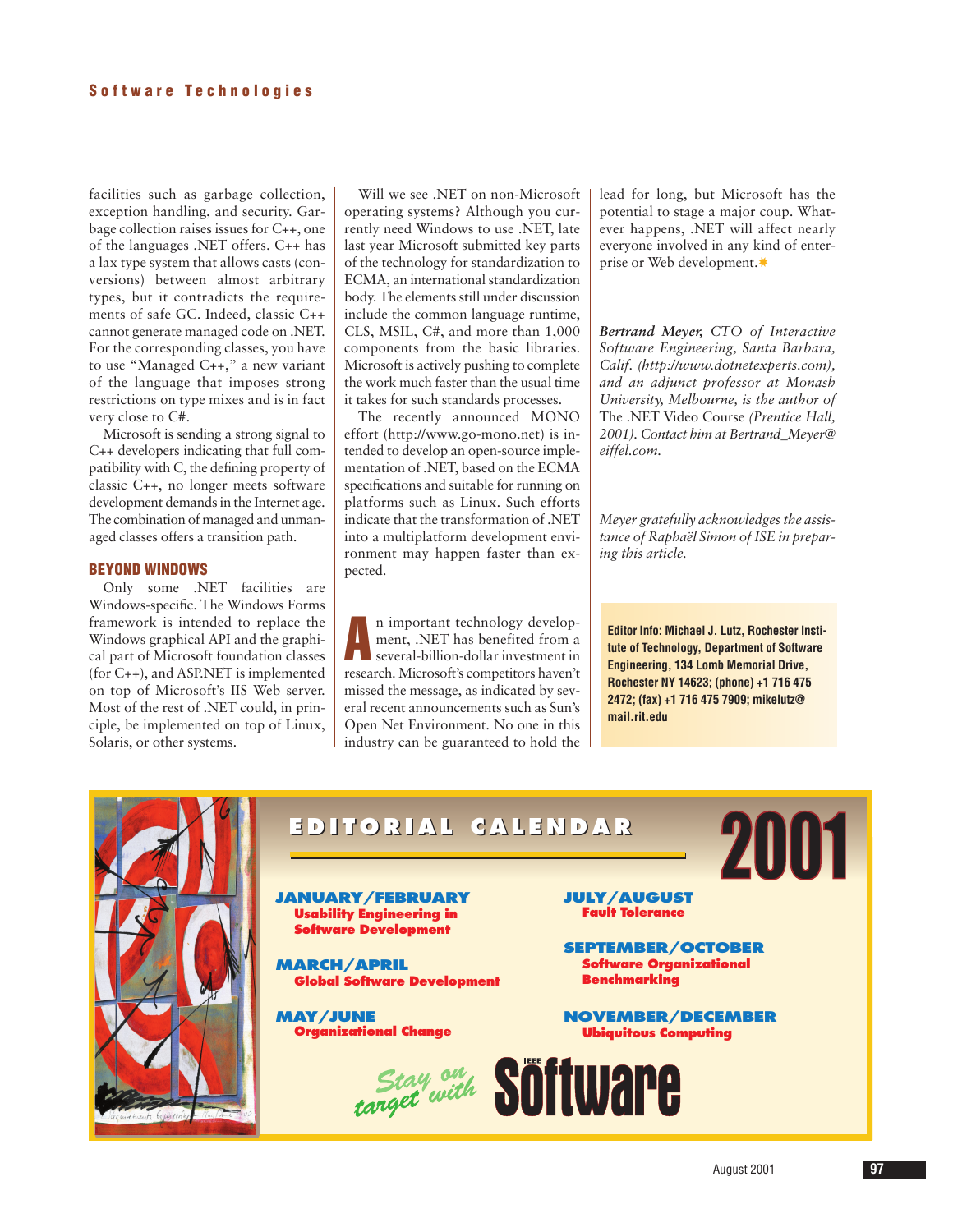facilities such as garbage collection, exception handling, and security. Garbage collection raises issues for C++, one of the languages .NET offers. C++ has a lax type system that allows casts (conversions) between almost arbitrary types, but it contradicts the requirements of safe GC. Indeed, classic C++ cannot generate managed code on .NET. For the corresponding classes, you have to use "Managed C++," a new variant of the language that imposes strong restrictions on type mixes and is in fact very close to C#.

Microsoft is sending a strong signal to C++ developers indicating that full compatibility with C, the defining property of classic C++, no longer meets software development demands in the Internet age. The combination of managed and unmanaged classes offers a transition path.

### BEYOND WINDOWS

Only some .NET facilities are Windows-specific. The Windows Forms framework is intended to replace the Windows graphical API and the graphical part of Microsoft foundation classes (for C++), and ASP.NET is implemented on top of Microsoft's IIS Web server. Most of the rest of .NET could, in principle, be implemented on top of Linux, Solaris, or other systems.

Will we see .NET on non-Microsoft operating systems? Although you currently need Windows to use .NET, late last year Microsoft submitted key parts of the technology for standardization to ECMA, an international standardization body. The elements still under discussion include the common language runtime, CLS, MSIL, C#, and more than 1,000 components from the basic libraries. Microsoft is actively pushing to complete the work much faster than the usual time it takes for such standards processes.

The recently announced MONO effort (http://www.go-mono.net) is intended to develop an open-source implementation of .NET, based on the ECMA specifications and suitable for running on platforms such as Linux. Such efforts indicate that the transformation of .NET into a multiplatform development environment may happen faster than expected.

An important technology development, .NET has benefited from a several-billion-dollar investment in research. Microsoft's competitors haven't missed the message, as indicated by several recent announcements such as Sun's Open Net Environment. No one in this industry can be guaranteed to hold the lead for long, but Microsoft has the potential to stage a major coup. Whatever happens, .NET will affect nearly everyone involved in any kind of enterprise or Web development.

***Bertrand Meyer,*** *CTO of Interactive Software Engineering, Santa Barbara, Calif. (http://www.dotnetexperts.com), and an adjunct professor at Monash University, Melbourne, is the author of* The .NET Video Course *(Prentice Hall, 2001). Contact him at Bertrand_Meyer@eiffel.com.*

*Meyer gratefully acknowledges the assistance of Raphaël Simon of ISE in preparing this article.*

**Editor Info: Michael J. Lutz, Rochester Institute of Technology, Department of Software Engineering, 134 Lomb Memorial Drive, Rochester NY 14623; (phone) +1 716 475 2472; (fax) +1 716 475 7909; mikelutz@mail.rit.edu**

## EDITORIAL CALENDAR 2001

**JANUARY/FEBRUARY**
Usability Engineering in Software Development

**MARCH/APRIL**
Global Software Development

**MAY/JUNE**
Organizational Change

**JULY/AUGUST**
Fault Tolerance

**SEPTEMBER/OCTOBER**
Software Organizational Benchmarking

**NOVEMBER/DECEMBER**
Ubiquitous Computing

Stay on target with IEEE Software